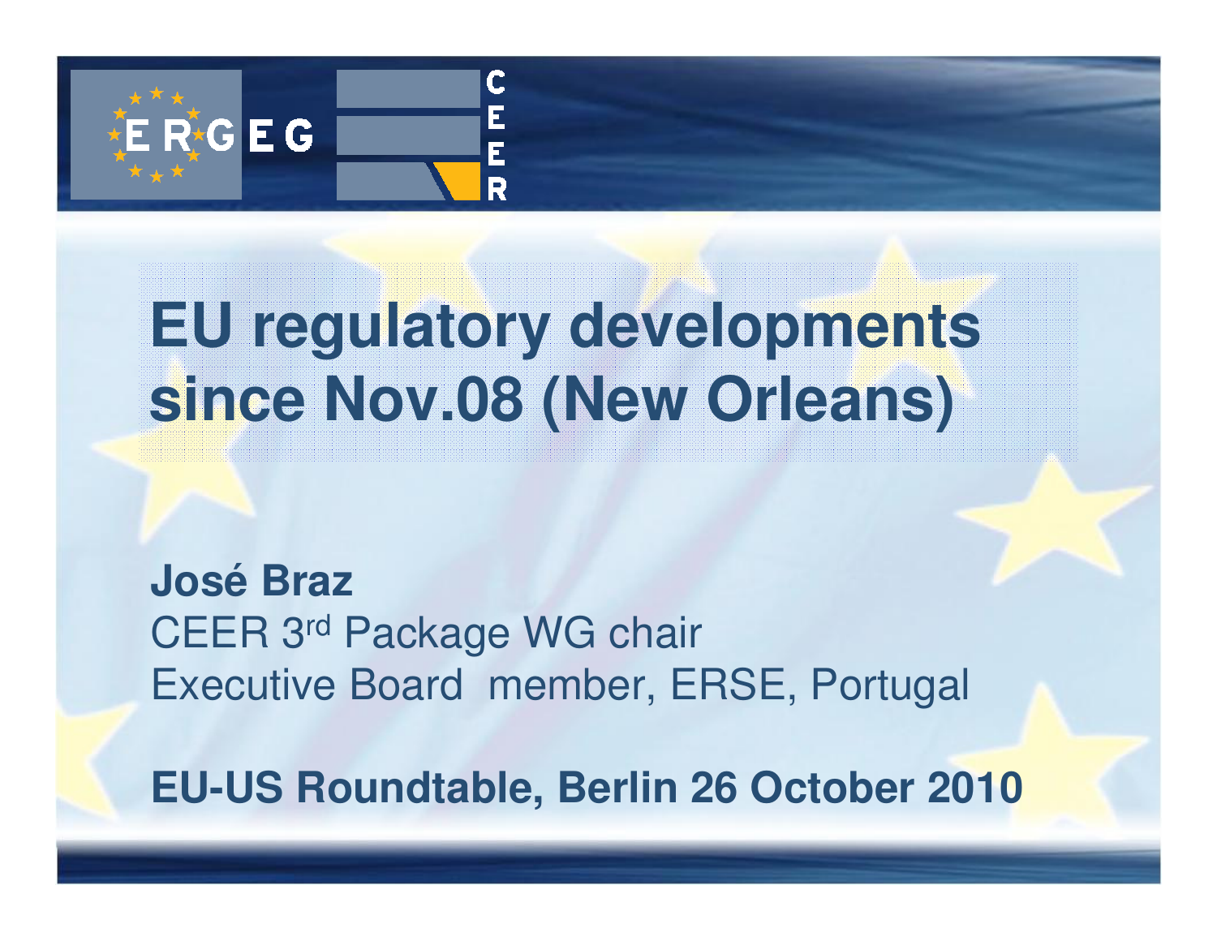# EU regulatory developments since Nov.08 (New Orleans)

**José Braz**
CEER 3rd Package WG chair
Executive Board member, ERSE, Portugal

**EU-US Roundtable, Berlin 26 October 2010**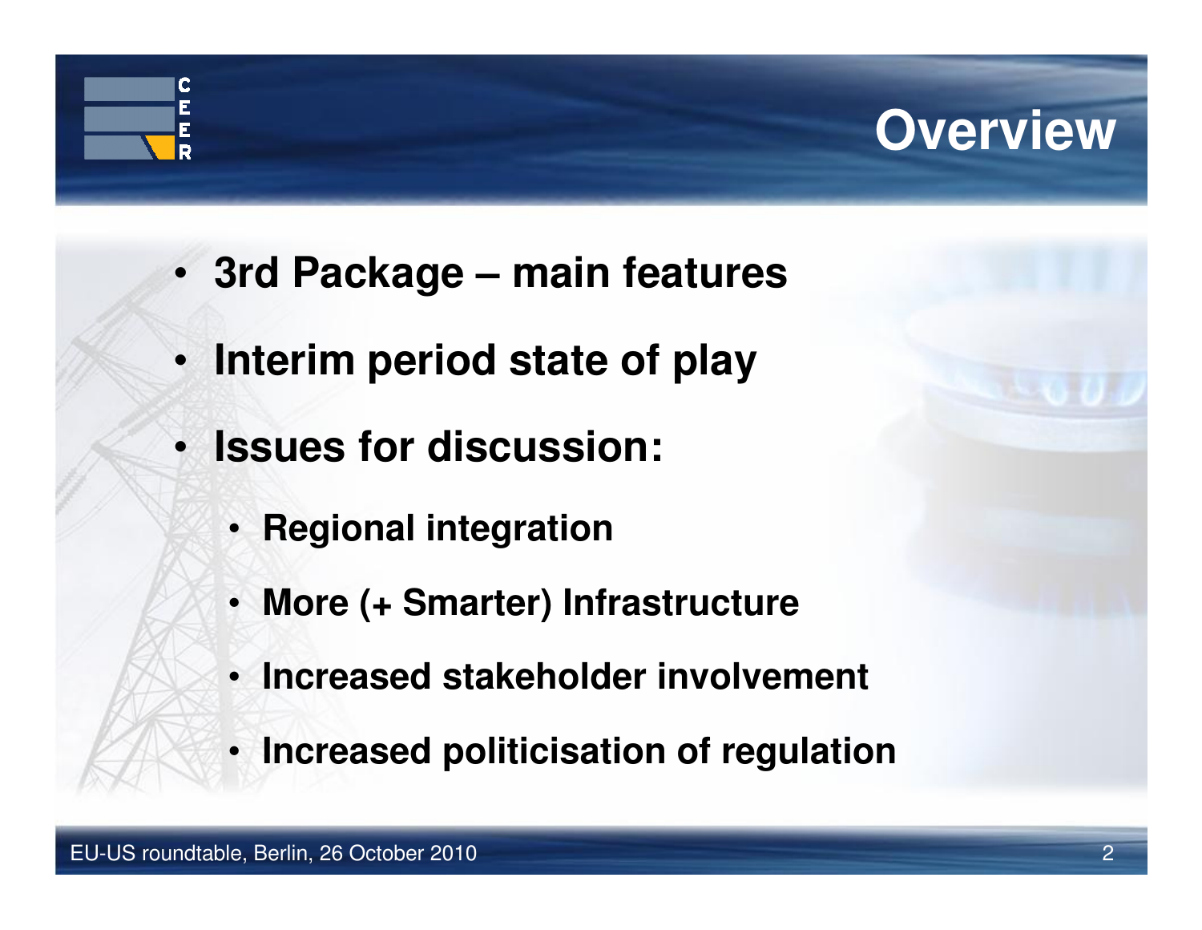# Overview

- **3rd Package – main features**
- **Interim period state of play**
- **Issues for discussion:**
  - **Regional integration**
  - **More (+ Smarter) Infrastructure**
  - **Increased stakeholder involvement**
  - **Increased politicisation of regulation**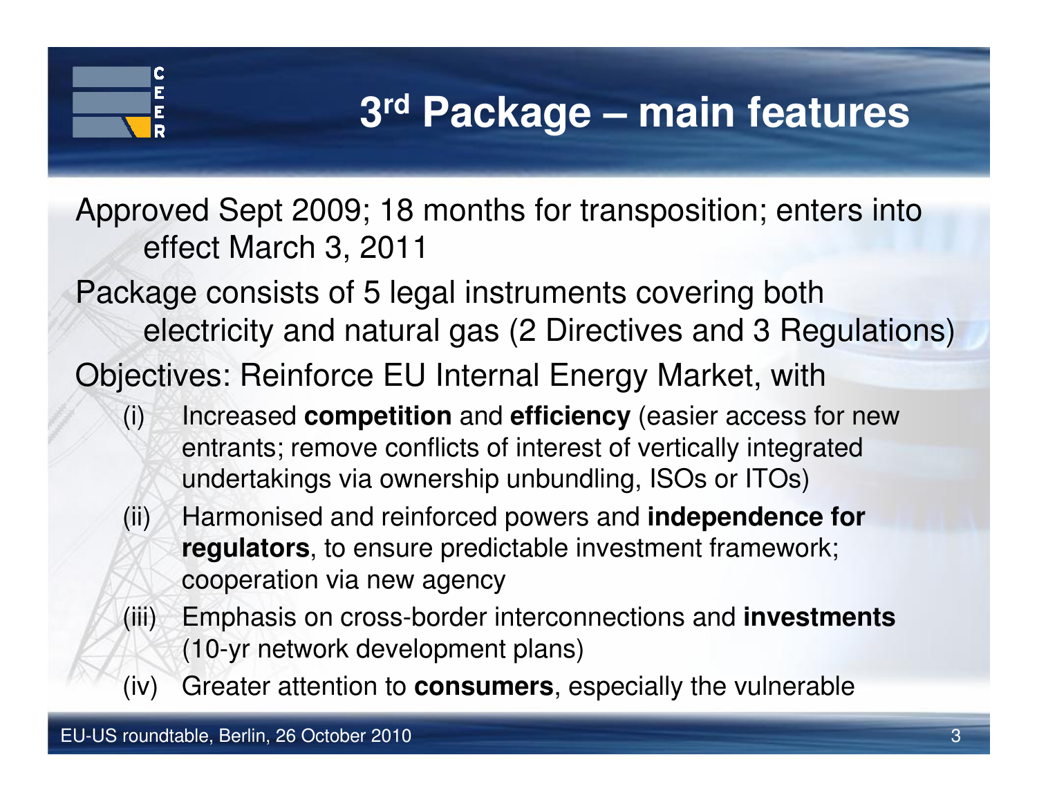# 3rd Package – main features

Approved Sept 2009; 18 months for transposition; enters into effect March 3, 2011

Package consists of 5 legal instruments covering both electricity and natural gas (2 Directives and 3 Regulations)

Objectives: Reinforce EU Internal Energy Market, with

(i) Increased **competition** and **efficiency** (easier access for new entrants; remove conflicts of interest of vertically integrated undertakings via ownership unbundling, ISOs or ITOs)

(ii) Harmonised and reinforced powers and **independence for regulators**, to ensure predictable investment framework; cooperation via new agency

(iii) Emphasis on cross-border interconnections and **investments** (10-yr network development plans)

(iv) Greater attention to **consumers**, especially the vulnerable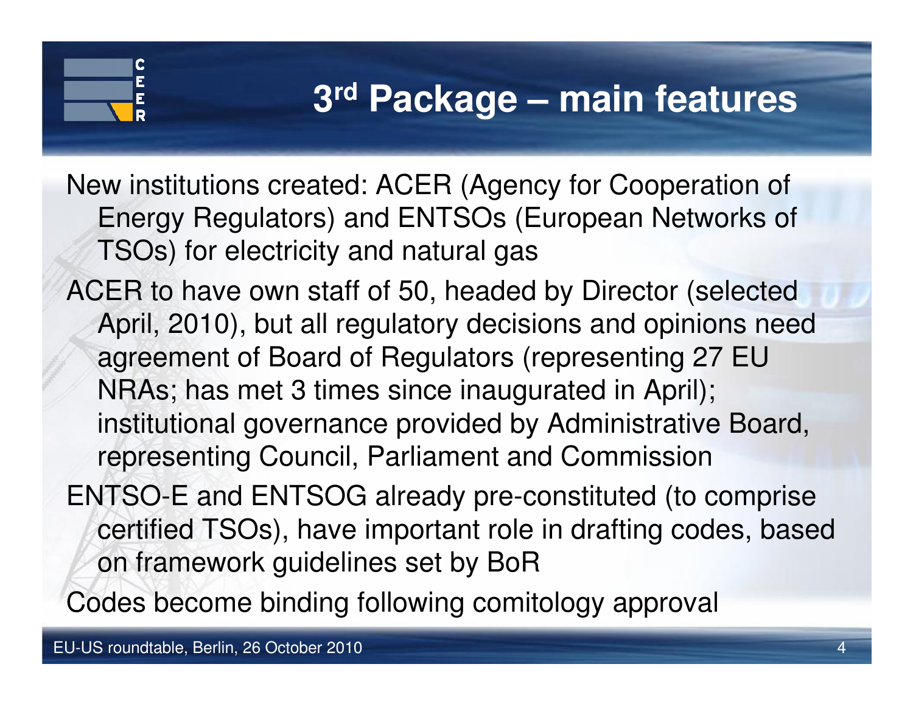# 3rd Package – main features

- New institutions created: ACER (Agency for Cooperation of Energy Regulators) and ENTSOs (European Networks of TSOs) for electricity and natural gas
- ACER to have own staff of 50, headed by Director (selected April, 2010), but all regulatory decisions and opinions need agreement of Board of Regulators (representing 27 EU NRAs; has met 3 times since inaugurated in April); institutional governance provided by Administrative Board, representing Council, Parliament and Commission
- ENTSO-E and ENTSOG already pre-constituted (to comprise certified TSOs), have important role in drafting codes, based on framework guidelines set by BoR
- Codes become binding following comitology approval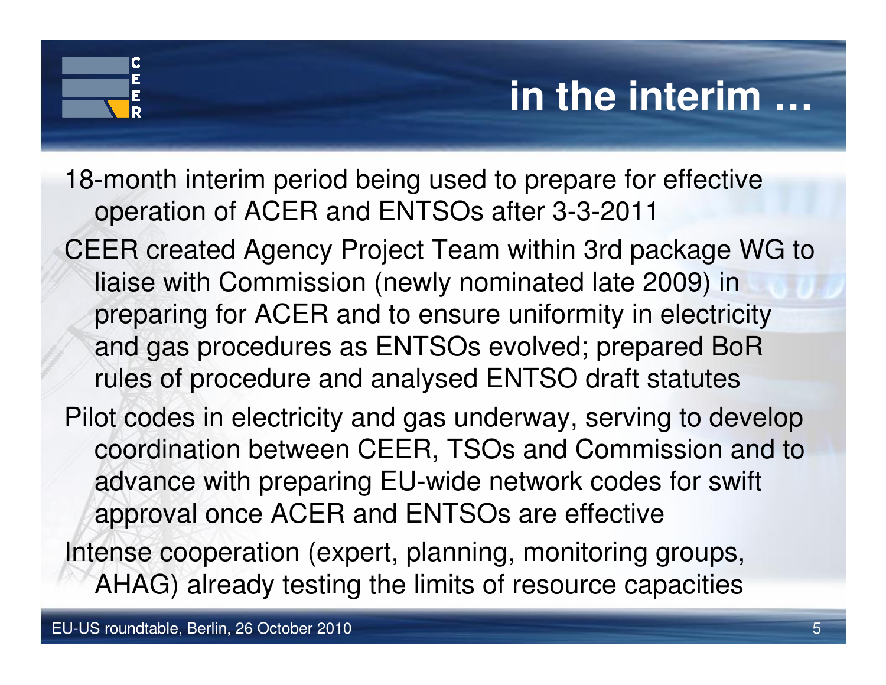# in the interim …

- 18-month interim period being used to prepare for effective operation of ACER and ENTSOs after 3-3-2011
- CEER created Agency Project Team within 3rd package WG to liaise with Commission (newly nominated late 2009) in preparing for ACER and to ensure uniformity in electricity and gas procedures as ENTSOs evolved; prepared BoR rules of procedure and analysed ENTSO draft statutes
- Pilot codes in electricity and gas underway, serving to develop coordination between CEER, TSOs and Commission and to advance with preparing EU-wide network codes for swift approval once ACER and ENTSOs are effective
- Intense cooperation (expert, planning, monitoring groups, AHAG) already testing the limits of resource capacities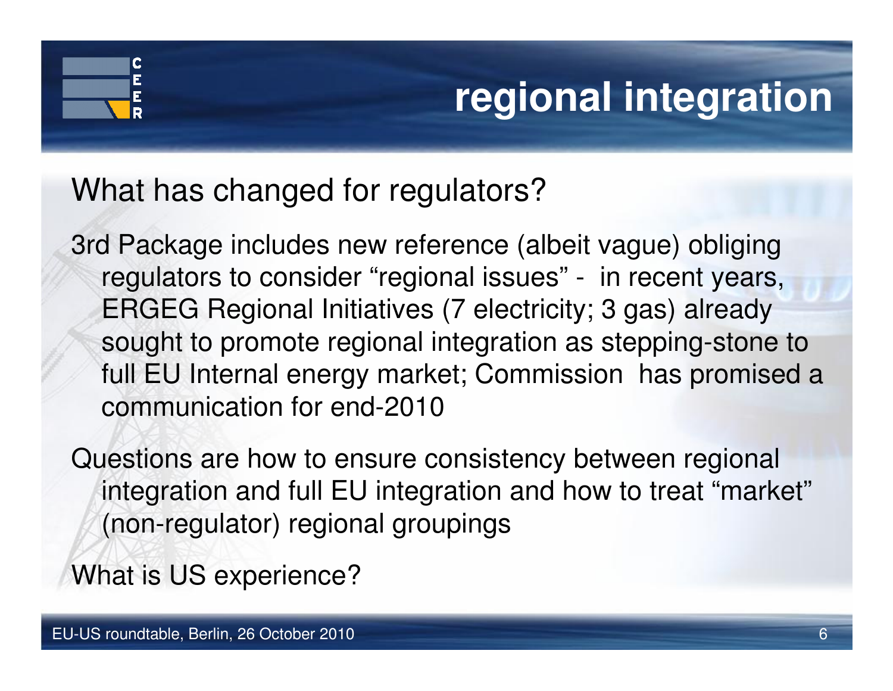# regional integration

What has changed for regulators?

3rd Package includes new reference (albeit vague) obliging regulators to consider "regional issues" - in recent years, ERGEG Regional Initiatives (7 electricity; 3 gas) already sought to promote regional integration as stepping-stone to full EU Internal energy market; Commission has promised a communication for end-2010

Questions are how to ensure consistency between regional integration and full EU integration and how to treat "market" (non-regulator) regional groupings

What is US experience?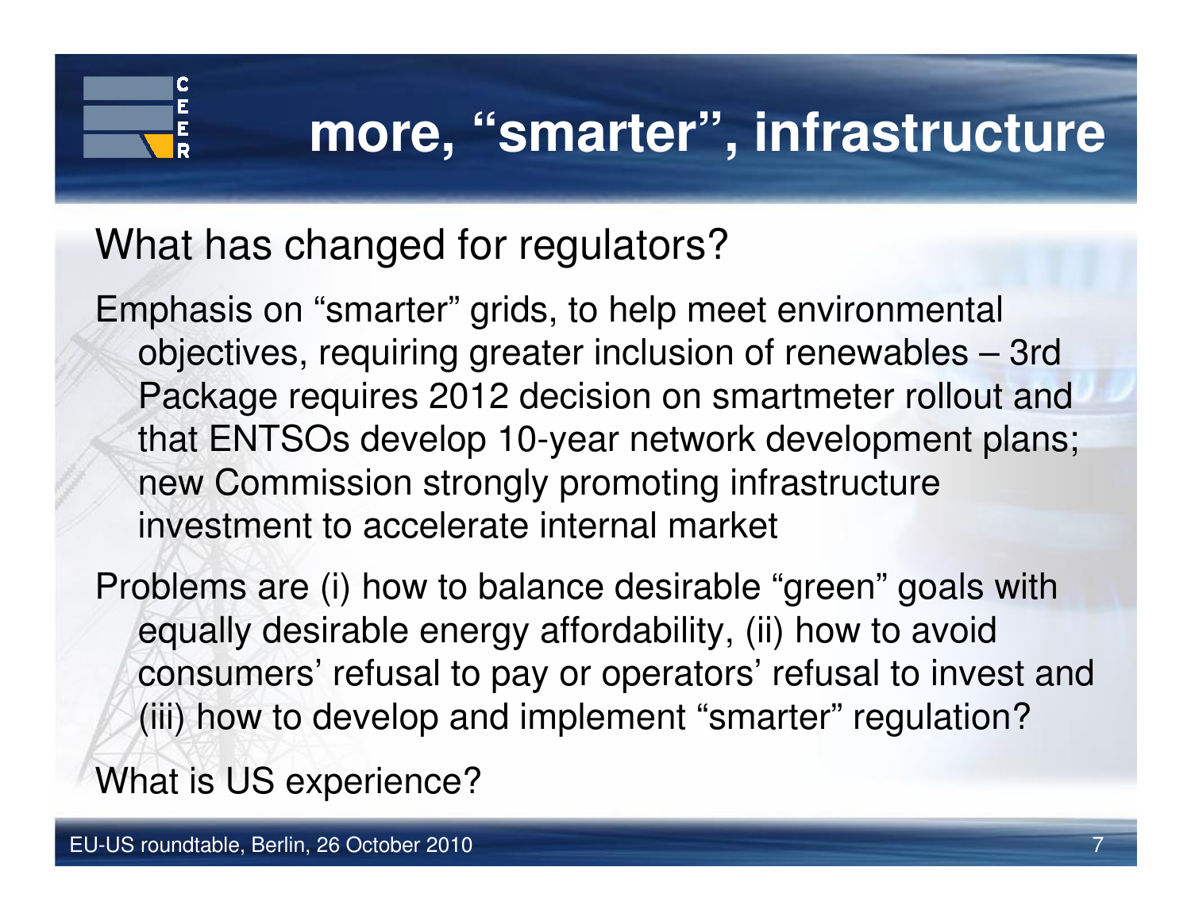# more, "smarter", infrastructure

What has changed for regulators?

Emphasis on "smarter" grids, to help meet environmental objectives, requiring greater inclusion of renewables – 3rd Package requires 2012 decision on smartmeter rollout and that ENTSOs develop 10-year network development plans; new Commission strongly promoting infrastructure investment to accelerate internal market

Problems are (i) how to balance desirable "green" goals with equally desirable energy affordability, (ii) how to avoid consumers' refusal to pay or operators' refusal to invest and (iii) how to develop and implement "smarter" regulation?

What is US experience?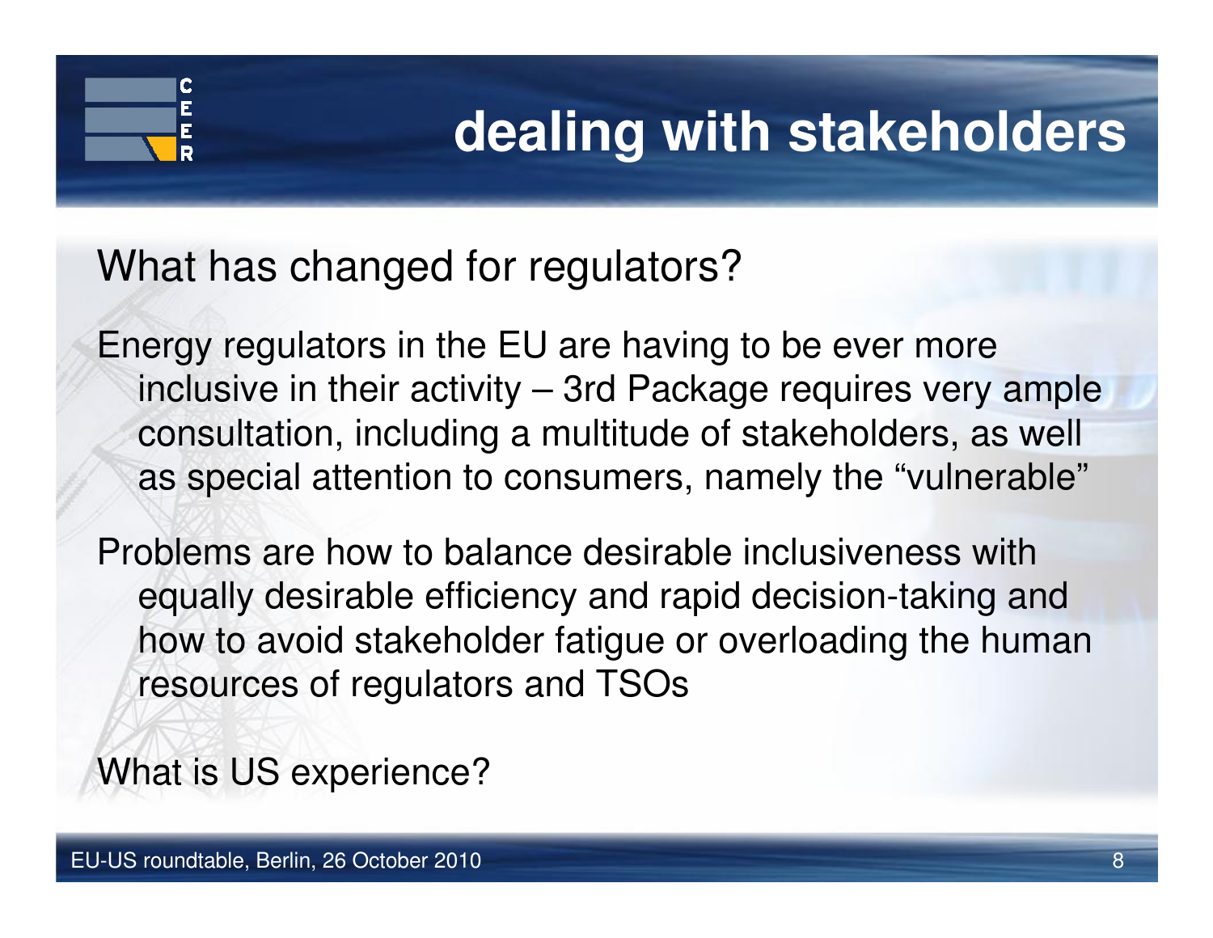# dealing with stakeholders

What has changed for regulators?

Energy regulators in the EU are having to be ever more inclusive in their activity – 3rd Package requires very ample consultation, including a multitude of stakeholders, as well as special attention to consumers, namely the "vulnerable"

Problems are how to balance desirable inclusiveness with equally desirable efficiency and rapid decision-taking and how to avoid stakeholder fatigue or overloading the human resources of regulators and TSOs

What is US experience?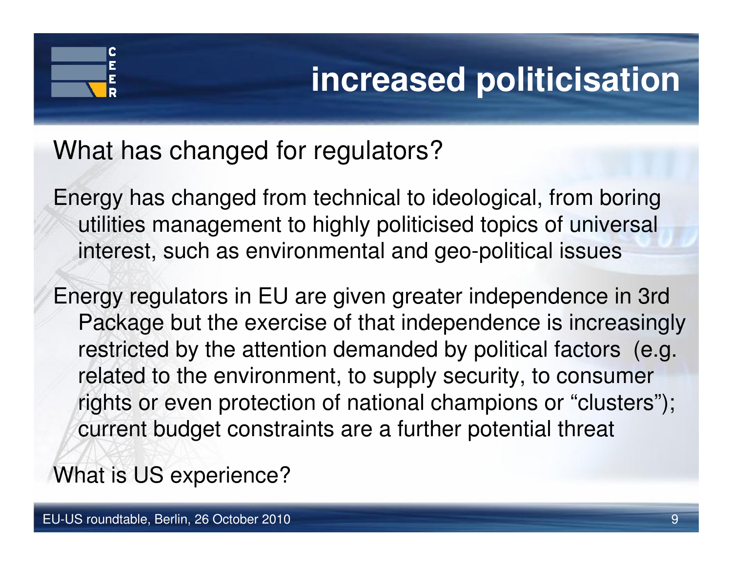# increased politicisation

What has changed for regulators?

Energy has changed from technical to ideological, from boring utilities management to highly politicised topics of universal interest, such as environmental and geo-political issues

Energy regulators in EU are given greater independence in 3rd Package but the exercise of that independence is increasingly restricted by the attention demanded by political factors (e.g. related to the environment, to supply security, to consumer rights or even protection of national champions or “clusters”); current budget constraints are a further potential threat

What is US experience?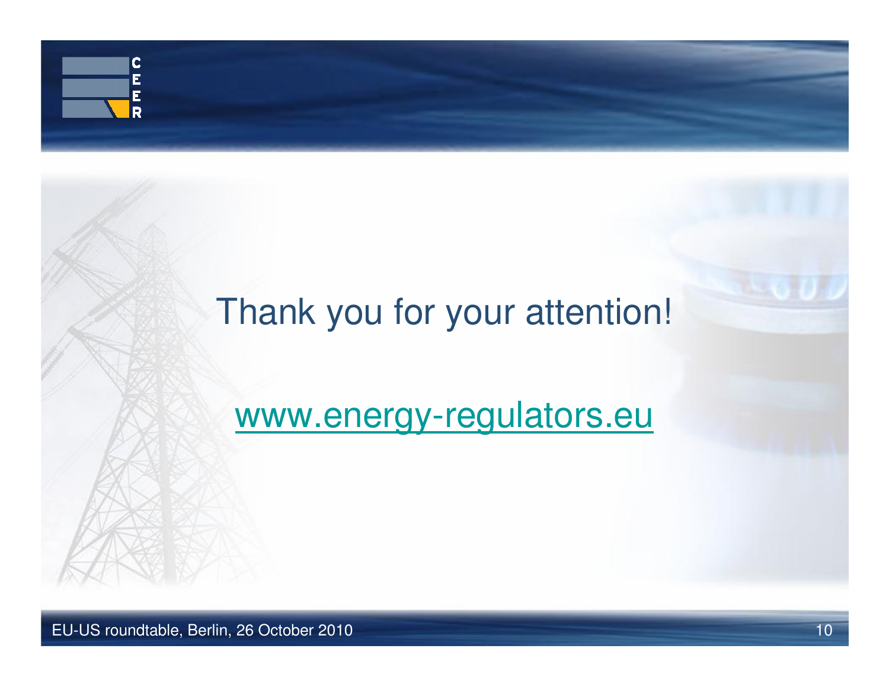Thank you for your attention!

www.energy-regulators.eu